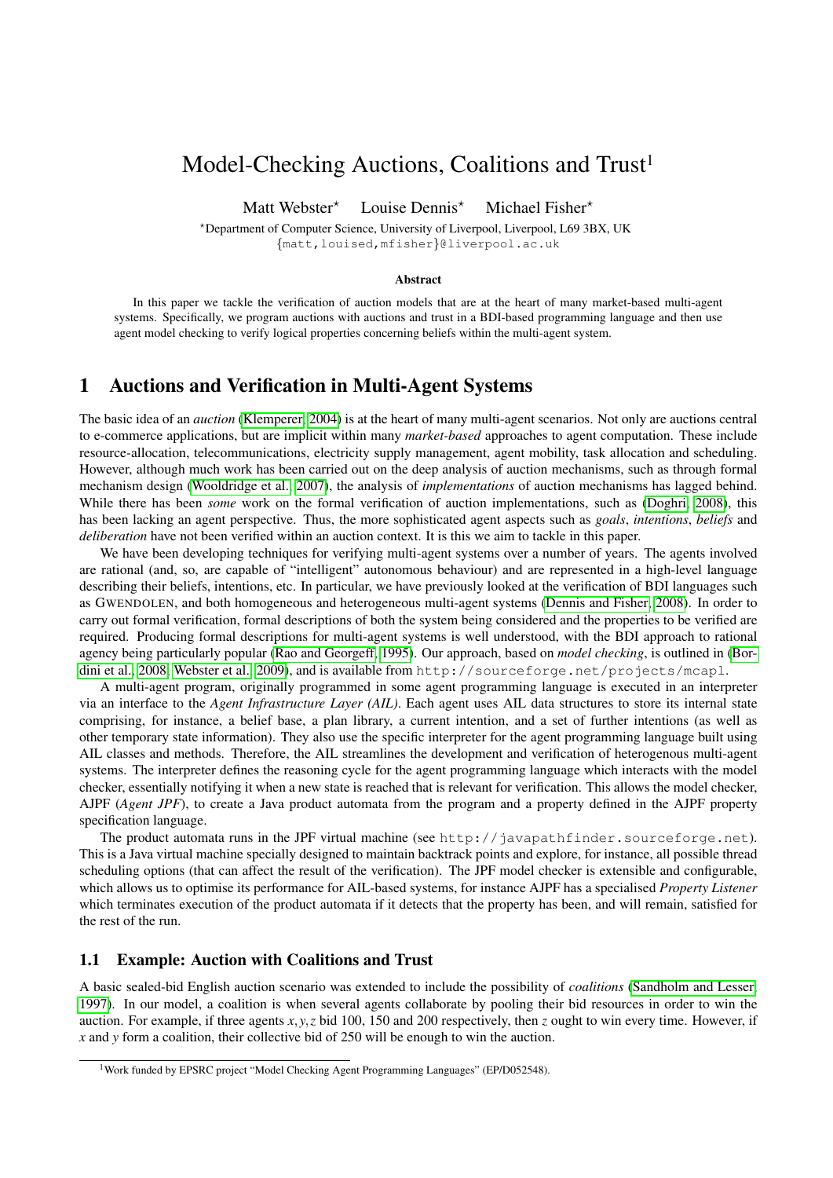# Model-Checking Auctions, Coalitions and Trust[1]

Matt Webster* Louise Dennis* Michael Fisher*

*Department of Computer Science, University of Liverpool, Liverpool, L69 3BX, UK
{matt,louised,mfisher}@liverpool.ac.uk

**Abstract**

In this paper we tackle the verification of auction models that are at the heart of many market-based multi-agent systems. Specifically, we program auctions with auctions and trust in a BDI-based programming language and then use agent model checking to verify logical properties concerning beliefs within the multi-agent system.

## 1 Auctions and Verification in Multi-Agent Systems

The basic idea of an *auction* (Klemperer, 2004) is at the heart of many multi-agent scenarios. Not only are auctions central to e-commerce applications, but are implicit within many *market-based* approaches to agent computation. These include resource-allocation, telecommunications, electricity supply management, agent mobility, task allocation and scheduling. However, although much work has been carried out on the deep analysis of auction mechanisms, such as through formal mechanism design (Wooldridge et al., 2007), the analysis of *implementations* of auction mechanisms has lagged behind. While there has been *some* work on the formal verification of auction implementations, such as (Doghri, 2008), this has been lacking an agent perspective. Thus, the more sophisticated agent aspects such as *goals*, *intentions*, *beliefs* and *deliberation* have not been verified within an auction context. It is this we aim to tackle in this paper.

We have been developing techniques for verifying multi-agent systems over a number of years. The agents involved are rational (and, so, are capable of "intelligent" autonomous behaviour) and are represented in a high-level language describing their beliefs, intentions, etc. In particular, we have previously looked at the verification of BDI languages such as GWENDOLEN, and both homogeneous and heterogeneous multi-agent systems (Dennis and Fisher, 2008). In order to carry out formal verification, formal descriptions of both the system being considered and the properties to be verified are required. Producing formal descriptions for multi-agent systems is well understood, with the BDI approach to rational agency being particularly popular (Rao and Georgeff, 1995). Our approach, based on *model checking*, is outlined in (Bordini et al., 2008; Webster et al., 2009), and is available from `http://sourceforge.net/projects/mcapl`.

A multi-agent program, originally programmed in some agent programming language is executed in an interpreter via an interface to the *Agent Infrastructure Layer (AIL)*. Each agent uses AIL data structures to store its internal state comprising, for instance, a belief base, a plan library, a current intention, and a set of further intentions (as well as other temporary state information). They also use the specific interpreter for the agent programming language built using AIL classes and methods. Therefore, the AIL streamlines the development and verification of heterogenous multi-agent systems. The interpreter defines the reasoning cycle for the agent programming language which interacts with the model checker, essentially notifying it when a new state is reached that is relevant for verification. This allows the model checker, AJPF (*Agent JPF*), to create a Java product automata from the program and a property defined in the AJPF property specification language.

The product automata runs in the JPF virtual machine (see `http://javapathfinder.sourceforge.net`). This is a Java virtual machine specially designed to maintain backtrack points and explore, for instance, all possible thread scheduling options (that can affect the result of the verification). The JPF model checker is extensible and configurable, which allows us to optimise its performance for AIL-based systems, for instance AJPF has a specialised *Property Listener* which terminates execution of the product automata if it detects that the property has been, and will remain, satisfied for the rest of the run.

### 1.1 Example: Auction with Coalitions and Trust

A basic sealed-bid English auction scenario was extended to include the possibility of *coalitions* (Sandholm and Lesser, 1997). In our model, a coalition is when several agents collaborate by pooling their bid resources in order to win the auction. For example, if three agents $x, y, z$ bid 100, 150 and 200 respectively, then $z$ ought to win every time. However, if $x$ and $y$ form a coalition, their collective bid of 250 will be enough to win the auction.

[1] Work funded by EPSRC project "Model Checking Agent Programming Languages" (EP/D052548).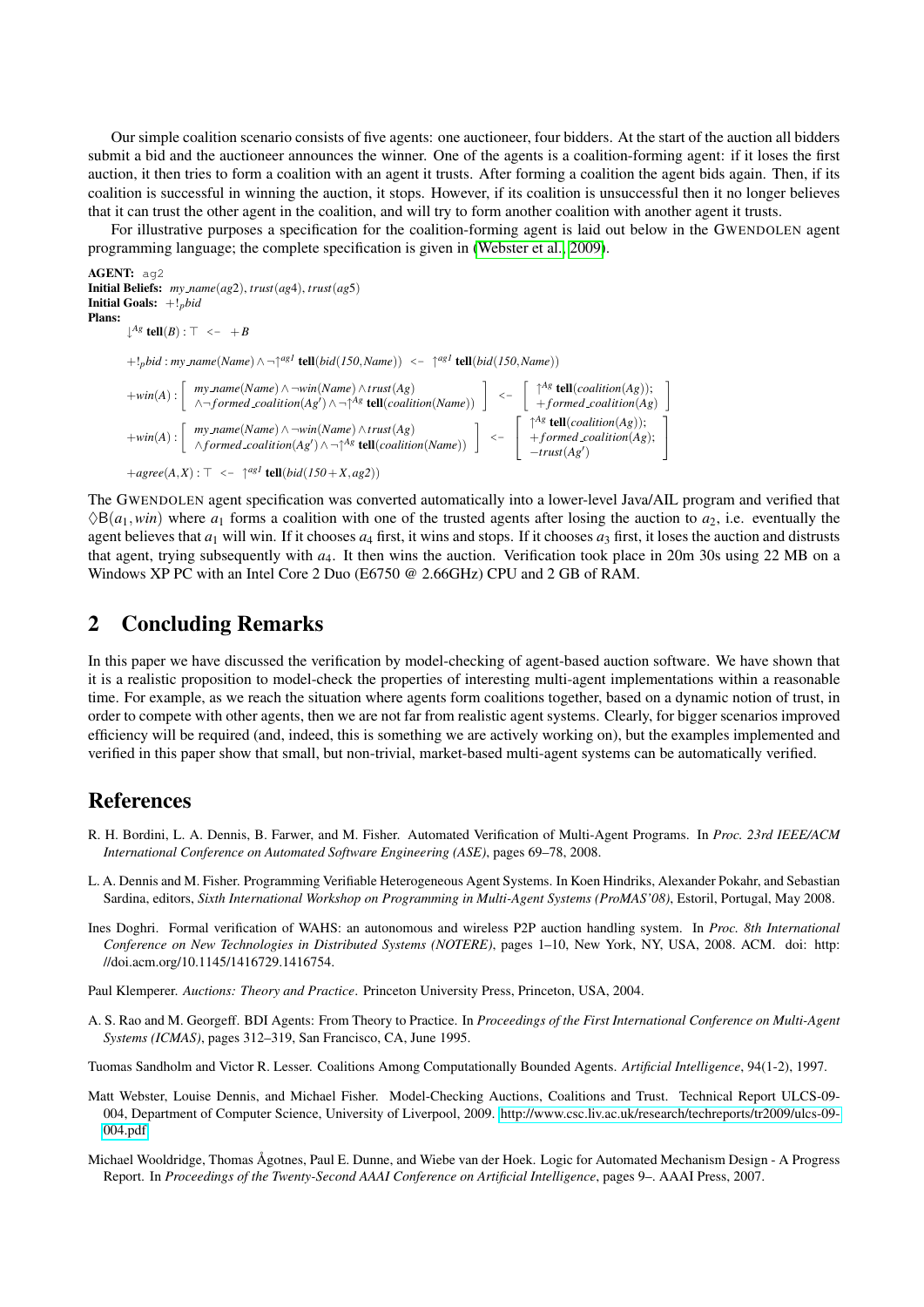Our simple coalition scenario consists of five agents: one auctioneer, four bidders. At the start of the auction all bidders submit a bid and the auctioneer announces the winner. One of the agents is a coalition-forming agent: if it loses the first auction, it then tries to form a coalition with an agent it trusts. After forming a coalition the agent bids again. Then, if its coalition is successful in winning the auction, it stops. However, if its coalition is unsuccessful then it no longer believes that it can trust the other agent in the coalition, and will try to form another coalition with another agent it trusts.

For illustrative purposes a specification for the coalition-forming agent is laid out below in the GWENDOLEN agent programming language; the complete specification is given in (Webster et al., 2009).

**AGENT:** ag2
**Initial Beliefs:** $my\_name(ag2), trust(ag4), trust(ag5)$
**Initial Goals:** $+!_p bid$
**Plans:**

$$\downarrow^{Ag} \textbf{tell}(B) : \top \;\texttt{<-}\; +B$$

$$+!_p bid : my\_name(Name) \wedge \neg \uparrow^{ag1} \textbf{tell}(bid(150, Name)) \;\texttt{<-}\; \uparrow^{ag1} \textbf{tell}(bid(150, Name))$$

$$+win(A) : \left[ \begin{array}{l} my\_name(Name) \wedge \neg win(Name) \wedge trust(Ag) \\ \wedge \neg formed\_coalition(Ag') \wedge \neg \uparrow^{Ag} \textbf{tell}(coalition(Name)) \end{array} \right] \;\texttt{<-}\; \left[ \begin{array}{l} \uparrow^{Ag} \textbf{tell}(coalition(Ag)); \\ +formed\_coalition(Ag) \end{array} \right]$$

$$+win(A) : \left[ \begin{array}{l} my\_name(Name) \wedge \neg win(Name) \wedge trust(Ag) \\ \wedge formed\_coalition(Ag') \wedge \neg \uparrow^{Ag} \textbf{tell}(coalition(Name)) \end{array} \right] \;\texttt{<-}\; \left[ \begin{array}{l} \uparrow^{Ag} \textbf{tell}(coalition(Ag)); \\ +formed\_coalition(Ag); \\ -trust(Ag') \end{array} \right]$$

$$+agree(A, X) : \top \;\texttt{<-}\; \uparrow^{ag1} \textbf{tell}(bid(150 + X, ag2))$$

The GWENDOLEN agent specification was converted automatically into a lower-level Java/AIL program and verified that $\Diamond \mathsf{B}(a_1, win)$ where $a_1$ forms a coalition with one of the trusted agents after losing the auction to $a_2$, i.e. eventually the agent believes that $a_1$ will win. If it chooses $a_4$ first, it wins and stops. If it chooses $a_3$ first, it loses the auction and distrusts that agent, trying subsequently with $a_4$. It then wins the auction. Verification took place in 20m 30s using 22 MB on a Windows XP PC with an Intel Core 2 Duo (E6750 @ 2.66GHz) CPU and 2 GB of RAM.

## 2 Concluding Remarks

In this paper we have discussed the verification by model-checking of agent-based auction software. We have shown that it is a realistic proposition to model-check the properties of interesting multi-agent implementations within a reasonable time. For example, as we reach the situation where agents form coalitions together, based on a dynamic notion of trust, in order to compete with other agents, then we are not far from realistic agent systems. Clearly, for bigger scenarios improved efficiency will be required (and, indeed, this is something we are actively working on), but the examples implemented and verified in this paper show that small, but non-trivial, market-based multi-agent systems can be automatically verified.

## References

R. H. Bordini, L. A. Dennis, B. Farwer, and M. Fisher. Automated Verification of Multi-Agent Programs. In *Proc. 23rd IEEE/ACM International Conference on Automated Software Engineering (ASE)*, pages 69–78, 2008.

L. A. Dennis and M. Fisher. Programming Verifiable Heterogeneous Agent Systems. In Koen Hindriks, Alexander Pokahr, and Sebastian Sardina, editors, *Sixth International Workshop on Programming in Multi-Agent Systems (ProMAS'08)*, Estoril, Portugal, May 2008.

Ines Doghri. Formal verification of WAHS: an autonomous and wireless P2P auction handling system. In *Proc. 8th International Conference on New Technologies in Distributed Systems (NOTERE)*, pages 1–10, New York, NY, USA, 2008. ACM. doi: http://doi.acm.org/10.1145/1416729.1416754.

Paul Klemperer. *Auctions: Theory and Practice*. Princeton University Press, Princeton, USA, 2004.

A. S. Rao and M. Georgeff. BDI Agents: From Theory to Practice. In *Proceedings of the First International Conference on Multi-Agent Systems (ICMAS)*, pages 312–319, San Francisco, CA, June 1995.

Tuomas Sandholm and Victor R. Lesser. Coalitions Among Computationally Bounded Agents. *Artificial Intelligence*, 94(1-2), 1997.

Matt Webster, Louise Dennis, and Michael Fisher. Model-Checking Auctions, Coalitions and Trust. Technical Report ULCS-09-004, Department of Computer Science, University of Liverpool, 2009. http://www.csc.liv.ac.uk/research/techreports/tr2009/ulcs-09-004.pdf.

Michael Wooldridge, Thomas Ågotnes, Paul E. Dunne, and Wiebe van der Hoek. Logic for Automated Mechanism Design - A Progress Report. In *Proceedings of the Twenty-Second AAAI Conference on Artificial Intelligence*, pages 9–. AAAI Press, 2007.